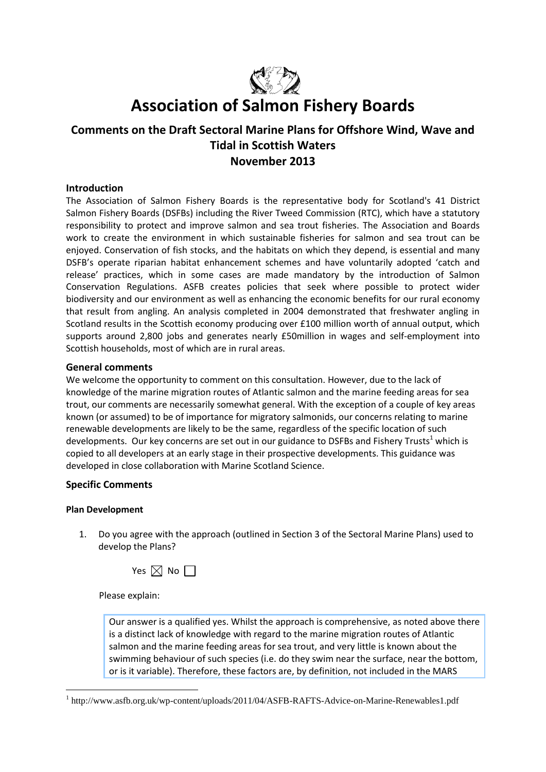# Association of Salmon Fishery Boards

## Comments on the Draft Sectoral Marine Plans for Offshore Wind, Wave and Tidal in Scottish Waters
## November 2013

### Introduction

The Association of Salmon Fishery Boards is the representative body for Scotland's 41 District Salmon Fishery Boards (DSFBs) including the River Tweed Commission (RTC), which have a statutory responsibility to protect and improve salmon and sea trout fisheries. The Association and Boards work to create the environment in which sustainable fisheries for salmon and sea trout can be enjoyed. Conservation of fish stocks, and the habitats on which they depend, is essential and many DSFB's operate riparian habitat enhancement schemes and have voluntarily adopted 'catch and release' practices, which in some cases are made mandatory by the introduction of Salmon Conservation Regulations. ASFB creates policies that seek where possible to protect wider biodiversity and our environment as well as enhancing the economic benefits for our rural economy that result from angling. An analysis completed in 2004 demonstrated that freshwater angling in Scotland results in the Scottish economy producing over £100 million worth of annual output, which supports around 2,800 jobs and generates nearly £50million in wages and self-employment into Scottish households, most of which are in rural areas.

### General comments

We welcome the opportunity to comment on this consultation. However, due to the lack of knowledge of the marine migration routes of Atlantic salmon and the marine feeding areas for sea trout, our comments are necessarily somewhat general. With the exception of a couple of key areas known (or assumed) to be of importance for migratory salmonids, our concerns relating to marine renewable developments are likely to be the same, regardless of the specific location of such developments. Our key concerns are set out in our guidance to DSFBs and Fishery Trusts[1] which is copied to all developers at an early stage in their prospective developments. This guidance was developed in close collaboration with Marine Scotland Science.

### Specific Comments

#### Plan Development

1. Do you agree with the approach (outlined in Section 3 of the Sectoral Marine Plans) used to develop the Plans?

   Yes ☒ No ☐

   Please explain:

   Our answer is a qualified yes. Whilst the approach is comprehensive, as noted above there is a distinct lack of knowledge with regard to the marine migration routes of Atlantic salmon and the marine feeding areas for sea trout, and very little is known about the swimming behaviour of such species (i.e. do they swim near the surface, near the bottom, or is it variable). Therefore, these factors are, by definition, not included in the MARS

[1] http://www.asfb.org.uk/wp-content/uploads/2011/04/ASFB-RAFTS-Advice-on-Marine-Renewables1.pdf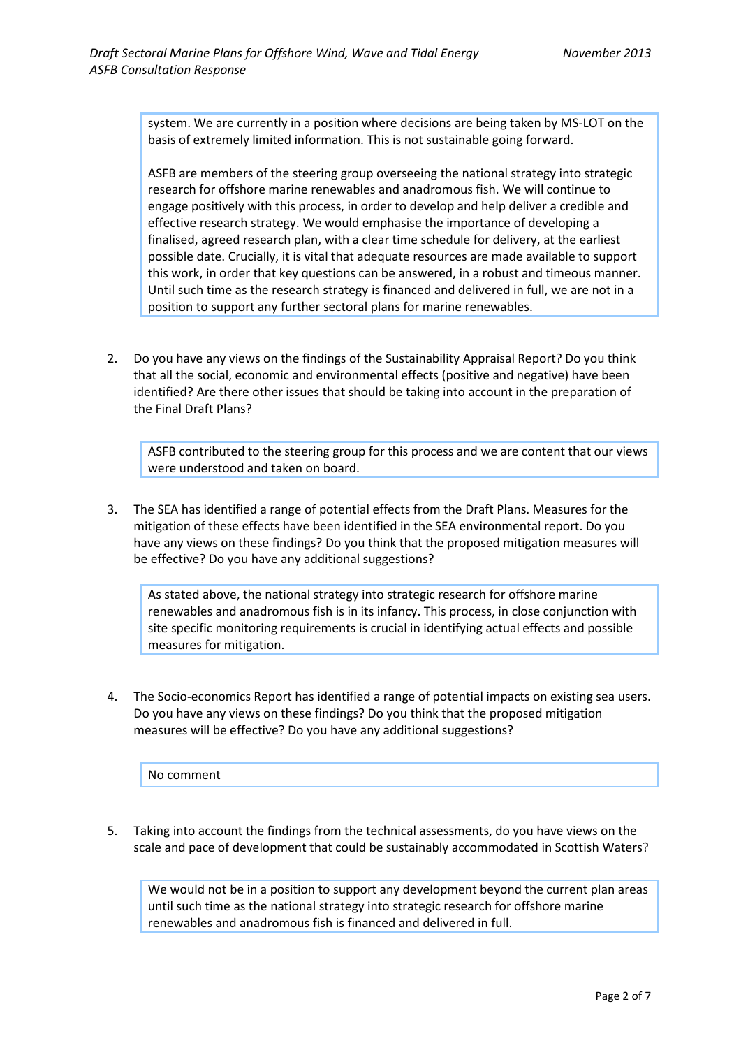system. We are currently in a position where decisions are being taken by MS-LOT on the basis of extremely limited information. This is not sustainable going forward.

ASFB are members of the steering group overseeing the national strategy into strategic research for offshore marine renewables and anadromous fish. We will continue to engage positively with this process, in order to develop and help deliver a credible and effective research strategy. We would emphasise the importance of developing a finalised, agreed research plan, with a clear time schedule for delivery, at the earliest possible date. Crucially, it is vital that adequate resources are made available to support this work, in order that key questions can be answered, in a robust and timeous manner. Until such time as the research strategy is financed and delivered in full, we are not in a position to support any further sectoral plans for marine renewables.

2. Do you have any views on the findings of the Sustainability Appraisal Report? Do you think that all the social, economic and environmental effects (positive and negative) have been identified? Are there other issues that should be taking into account in the preparation of the Final Draft Plans?

   ASFB contributed to the steering group for this process and we are content that our views were understood and taken on board.

3. The SEA has identified a range of potential effects from the Draft Plans. Measures for the mitigation of these effects have been identified in the SEA environmental report. Do you have any views on these findings? Do you think that the proposed mitigation measures will be effective? Do you have any additional suggestions?

   As stated above, the national strategy into strategic research for offshore marine renewables and anadromous fish is in its infancy. This process, in close conjunction with site specific monitoring requirements is crucial in identifying actual effects and possible measures for mitigation.

4. The Socio-economics Report has identified a range of potential impacts on existing sea users. Do you have any views on these findings? Do you think that the proposed mitigation measures will be effective? Do you have any additional suggestions?

   No comment

5. Taking into account the findings from the technical assessments, do you have views on the scale and pace of development that could be sustainably accommodated in Scottish Waters?

   We would not be in a position to support any development beyond the current plan areas until such time as the national strategy into strategic research for offshore marine renewables and anadromous fish is financed and delivered in full.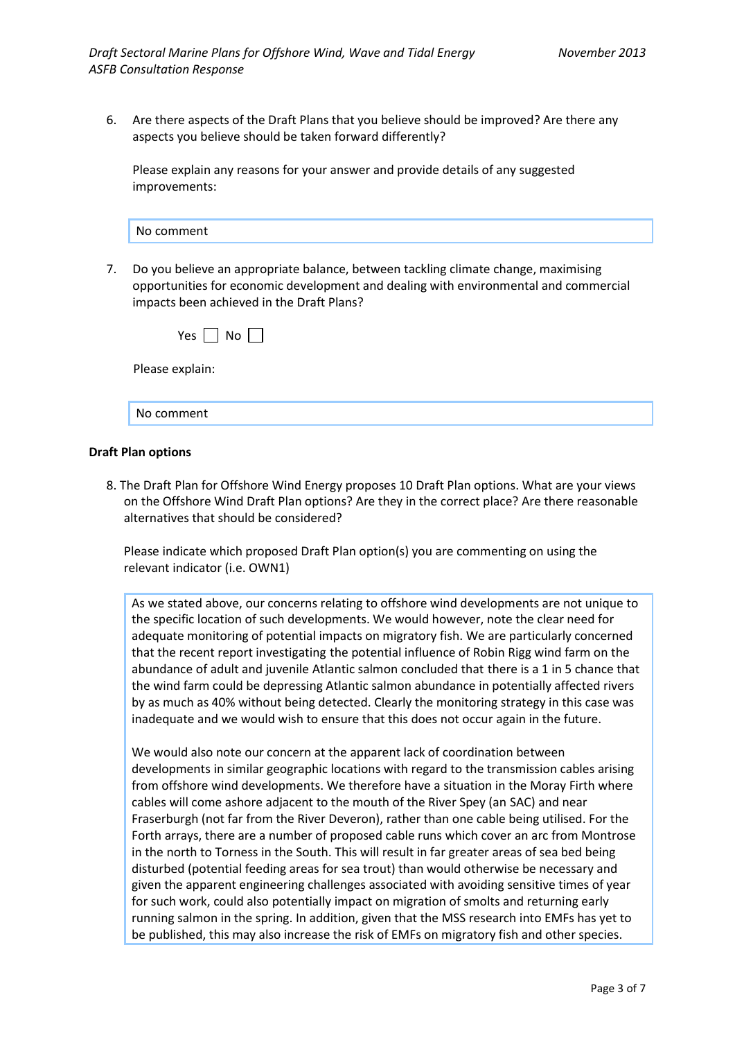6. Are there aspects of the Draft Plans that you believe should be improved? Are there any aspects you believe should be taken forward differently?

   Please explain any reasons for your answer and provide details of any suggested improvements:

   No comment

7. Do you believe an appropriate balance, between tackling climate change, maximising opportunities for economic development and dealing with environmental and commercial impacts been achieved in the Draft Plans?

   Yes ☐ No ☐

   Please explain:

   No comment

**Draft Plan options**

8. The Draft Plan for Offshore Wind Energy proposes 10 Draft Plan options. What are your views on the Offshore Wind Draft Plan options? Are they in the correct place? Are there reasonable alternatives that should be considered?

   Please indicate which proposed Draft Plan option(s) you are commenting on using the relevant indicator (i.e. OWN1)

   As we stated above, our concerns relating to offshore wind developments are not unique to the specific location of such developments. We would however, note the clear need for adequate monitoring of potential impacts on migratory fish. We are particularly concerned that the recent report investigating the potential influence of Robin Rigg wind farm on the abundance of adult and juvenile Atlantic salmon concluded that there is a 1 in 5 chance that the wind farm could be depressing Atlantic salmon abundance in potentially affected rivers by as much as 40% without being detected. Clearly the monitoring strategy in this case was inadequate and we would wish to ensure that this does not occur again in the future.

   We would also note our concern at the apparent lack of coordination between developments in similar geographic locations with regard to the transmission cables arising from offshore wind developments. We therefore have a situation in the Moray Firth where cables will come ashore adjacent to the mouth of the River Spey (an SAC) and near Fraserburgh (not far from the River Deveron), rather than one cable being utilised. For the Forth arrays, there are a number of proposed cable runs which cover an arc from Montrose in the north to Torness in the South. This will result in far greater areas of sea bed being disturbed (potential feeding areas for sea trout) than would otherwise be necessary and given the apparent engineering challenges associated with avoiding sensitive times of year for such work, could also potentially impact on migration of smolts and returning early running salmon in the spring. In addition, given that the MSS research into EMFs has yet to be published, this may also increase the risk of EMFs on migratory fish and other species.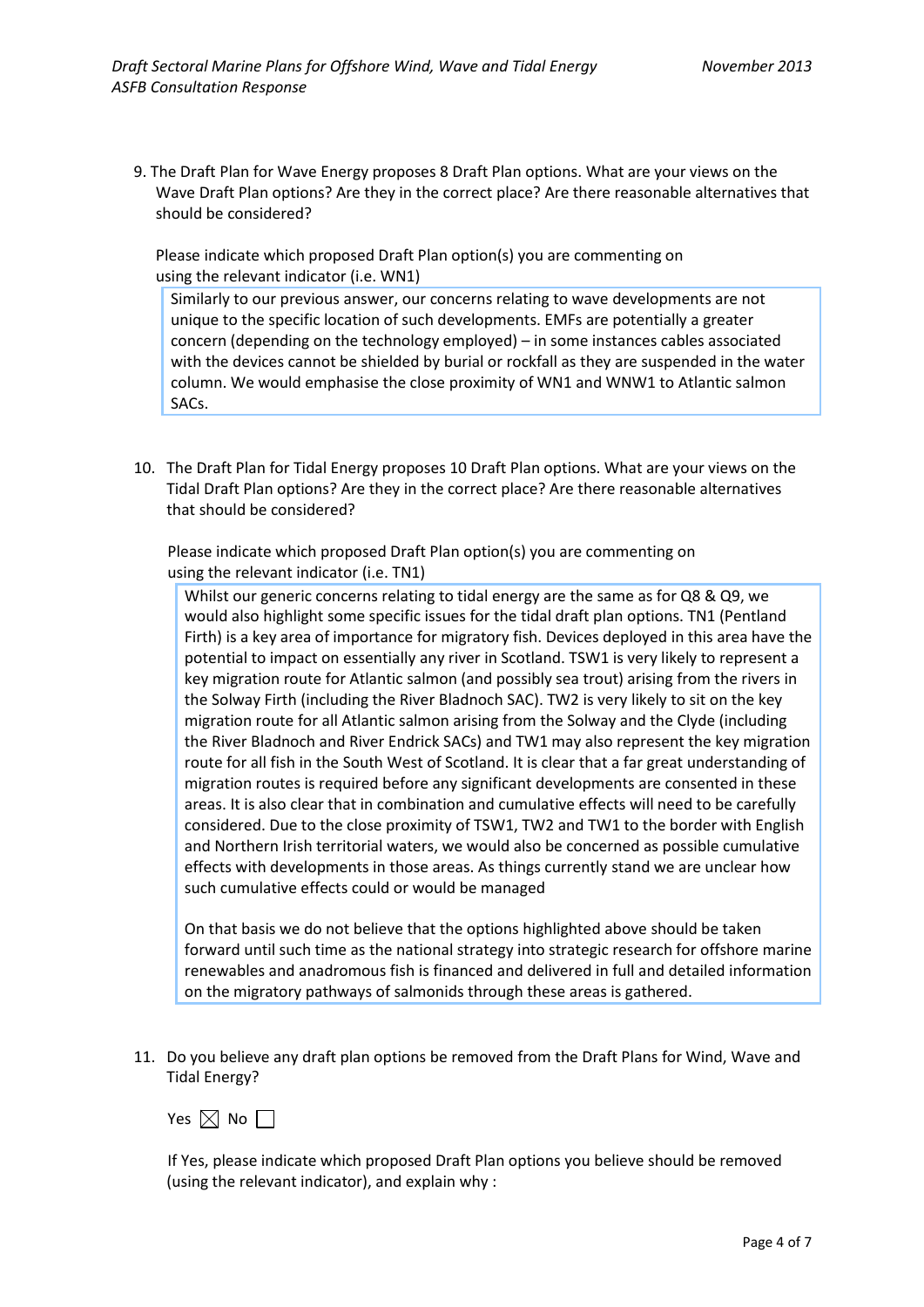9. The Draft Plan for Wave Energy proposes 8 Draft Plan options. What are your views on the Wave Draft Plan options? Are they in the correct place? Are there reasonable alternatives that should be considered?

   Please indicate which proposed Draft Plan option(s) you are commenting on using the relevant indicator (i.e. WN1)

   > Similarly to our previous answer, our concerns relating to wave developments are not unique to the specific location of such developments. EMFs are potentially a greater concern (depending on the technology employed) – in some instances cables associated with the devices cannot be shielded by burial or rockfall as they are suspended in the water column. We would emphasise the close proximity of WN1 and WNW1 to Atlantic salmon SACs.

10. The Draft Plan for Tidal Energy proposes 10 Draft Plan options. What are your views on the Tidal Draft Plan options? Are they in the correct place? Are there reasonable alternatives that should be considered?

    Please indicate which proposed Draft Plan option(s) you are commenting on using the relevant indicator (i.e. TN1)

    > Whilst our generic concerns relating to tidal energy are the same as for Q8 & Q9, we would also highlight some specific issues for the tidal draft plan options. TN1 (Pentland Firth) is a key area of importance for migratory fish. Devices deployed in this area have the potential to impact on essentially any river in Scotland. TSW1 is very likely to represent a key migration route for Atlantic salmon (and possibly sea trout) arising from the rivers in the Solway Firth (including the River Bladnoch SAC). TW2 is very likely to sit on the key migration route for all Atlantic salmon arising from the Solway and the Clyde (including the River Bladnoch and River Endrick SACs) and TW1 may also represent the key migration route for all fish in the South West of Scotland. It is clear that a far great understanding of migration routes is required before any significant developments are consented in these areas. It is also clear that in combination and cumulative effects will need to be carefully considered. Due to the close proximity of TSW1, TW2 and TW1 to the border with English and Northern Irish territorial waters, we would also be concerned as possible cumulative effects with developments in those areas. As things currently stand we are unclear how such cumulative effects could or would be managed
    >
    > On that basis we do not believe that the options highlighted above should be taken forward until such time as the national strategy into strategic research for offshore marine renewables and anadromous fish is financed and delivered in full and detailed information on the migratory pathways of salmonids through these areas is gathered.

11. Do you believe any draft plan options be removed from the Draft Plans for Wind, Wave and Tidal Energy?

    Yes ☒ No ☐

    If Yes, please indicate which proposed Draft Plan options you believe should be removed (using the relevant indicator), and explain why :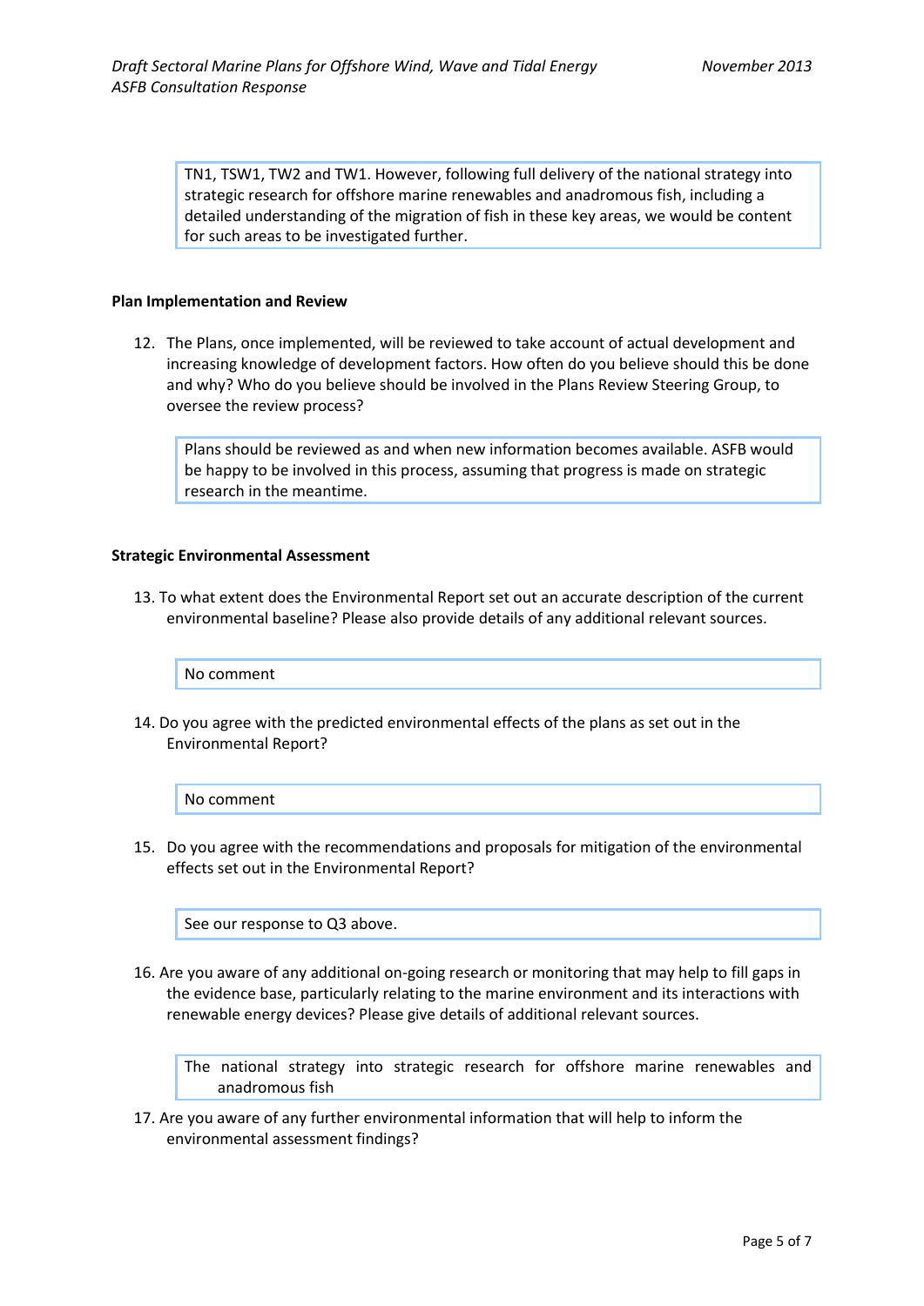TN1, TSW1, TW2 and TW1. However, following full delivery of the national strategy into strategic research for offshore marine renewables and anadromous fish, including a detailed understanding of the migration of fish in these key areas, we would be content for such areas to be investigated further.

**Plan Implementation and Review**

12. The Plans, once implemented, will be reviewed to take account of actual development and increasing knowledge of development factors. How often do you believe should this be done and why? Who do you believe should be involved in the Plans Review Steering Group, to oversee the review process?

> Plans should be reviewed as and when new information becomes available. ASFB would be happy to be involved in this process, assuming that progress is made on strategic research in the meantime.

**Strategic Environmental Assessment**

13. To what extent does the Environmental Report set out an accurate description of the current environmental baseline? Please also provide details of any additional relevant sources.

> No comment

14. Do you agree with the predicted environmental effects of the plans as set out in the Environmental Report?

> No comment

15. Do you agree with the recommendations and proposals for mitigation of the environmental effects set out in the Environmental Report?

> See our response to Q3 above.

16. Are you aware of any additional on-going research or monitoring that may help to fill gaps in the evidence base, particularly relating to the marine environment and its interactions with renewable energy devices? Please give details of additional relevant sources.

> The national strategy into strategic research for offshore marine renewables and anadromous fish

17. Are you aware of any further environmental information that will help to inform the environmental assessment findings?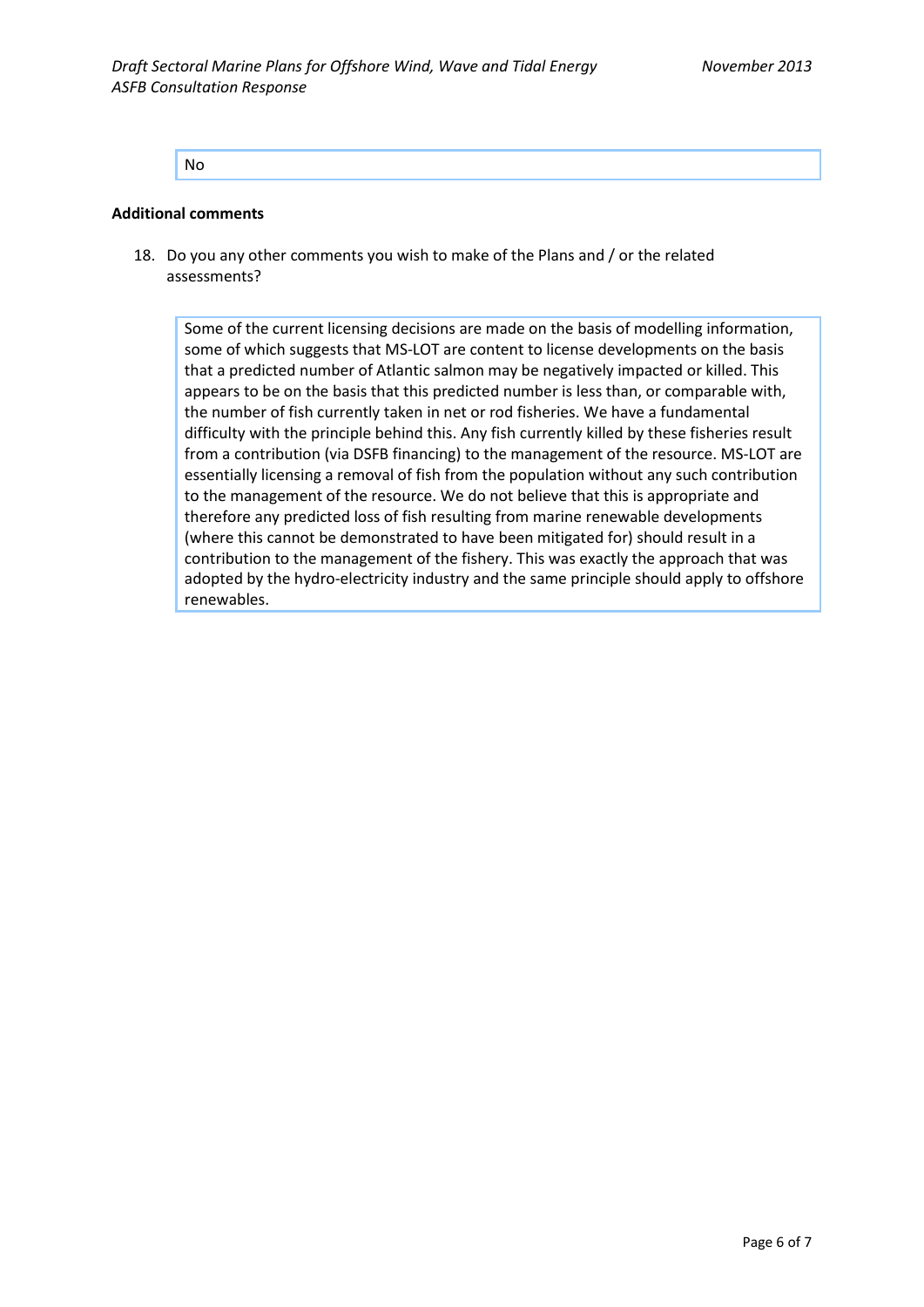No

**Additional comments**

18. Do you any other comments you wish to make of the Plans and / or the related assessments?

Some of the current licensing decisions are made on the basis of modelling information, some of which suggests that MS-LOT are content to license developments on the basis that a predicted number of Atlantic salmon may be negatively impacted or killed. This appears to be on the basis that this predicted number is less than, or comparable with, the number of fish currently taken in net or rod fisheries. We have a fundamental difficulty with the principle behind this. Any fish currently killed by these fisheries result from a contribution (via DSFB financing) to the management of the resource. MS-LOT are essentially licensing a removal of fish from the population without any such contribution to the management of the resource. We do not believe that this is appropriate and therefore any predicted loss of fish resulting from marine renewable developments (where this cannot be demonstrated to have been mitigated for) should result in a contribution to the management of the fishery. This was exactly the approach that was adopted by the hydro-electricity industry and the same principle should apply to offshore renewables.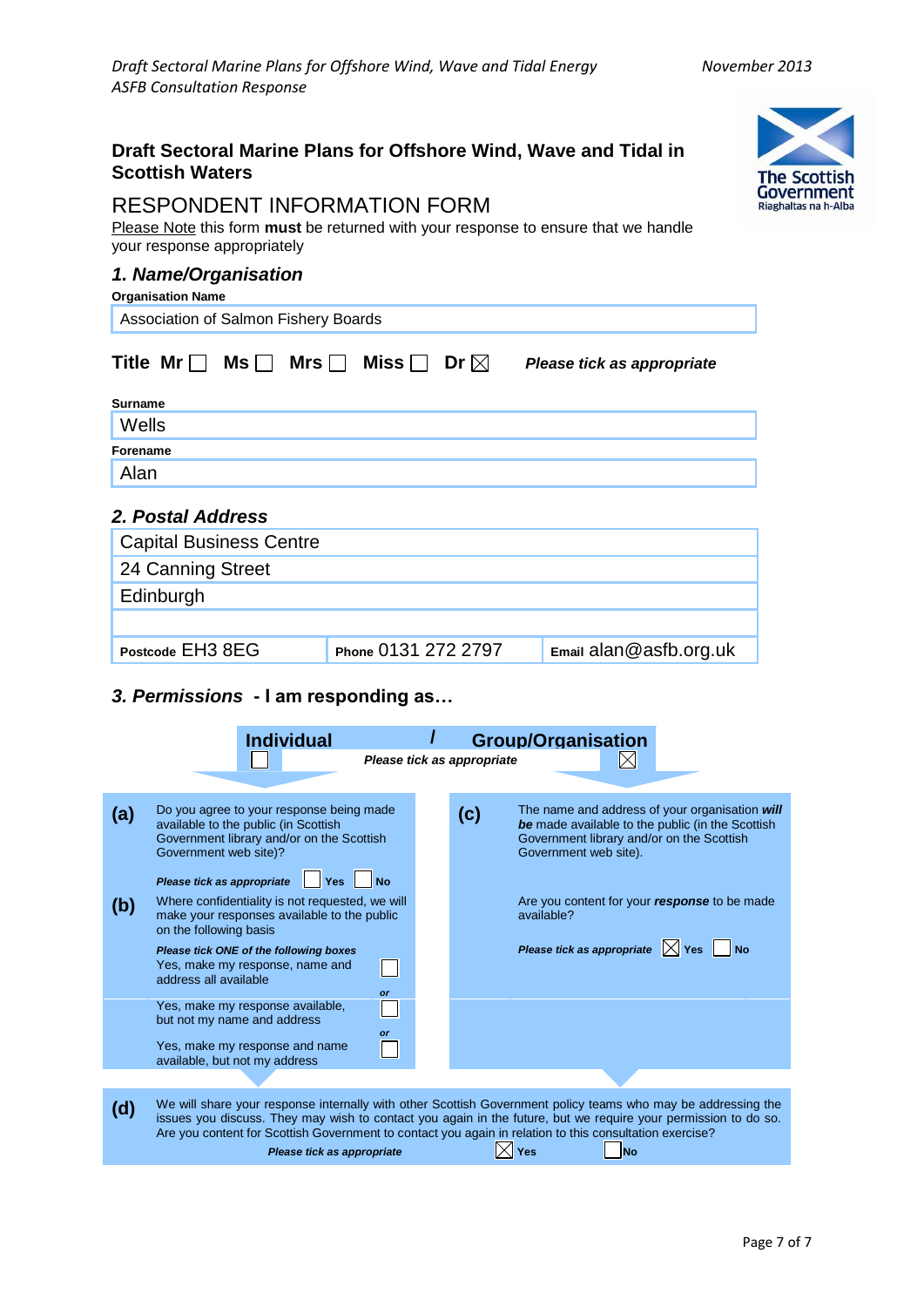# Draft Sectoral Marine Plans for Offshore Wind, Wave and Tidal in Scottish Waters

## RESPONDENT INFORMATION FORM

Please Note this form **must** be returned with your response to ensure that we handle your response appropriately

### *1. Name/Organisation*

**Organisation Name**

Association of Salmon Fishery Boards

**Title** Mr ☐ Ms ☐ Mrs ☐ Miss ☐ Dr ☒ *Please tick as appropriate*

**Surname**

Wells

**Forename**

Alan

### *2. Postal Address*

Capital Business Centre
24 Canning Street
Edinburgh

**Postcode** EH3 8EG **Phone** 0131 272 2797 **Email** alan@asfb.org.uk

### *3. Permissions* - I am responding as…

**Individual** ☐ / **Group/Organisation** ☒

*Please tick as appropriate*

**(a)** Do you agree to your response being made available to the public (in Scottish Government library and/or on the Scottish Government web site)?

*Please tick as appropriate* ☐ Yes ☐ No

**(b)** Where confidentiality is not requested, we will make your responses available to the public on the following basis

*Please tick ONE of the following boxes*

Yes, make my response, name and address all available ☐

*or*

Yes, make my response available, but not my name and address ☐

*or*

Yes, make my response and name available, but not my address ☐

**(c)** The name and address of your organisation ***will be*** made available to the public (in the Scottish Government library and/or on the Scottish Government web site).

Are you content for your ***response*** to be made available?

*Please tick as appropriate* ☒ Yes ☐ No

**(d)** We will share your response internally with other Scottish Government policy teams who may be addressing the issues you discuss. They may wish to contact you again in the future, but we require your permission to do so. Are you content for Scottish Government to contact you again in relation to this consultation exercise?

*Please tick as appropriate* ☒ Yes ☐ No